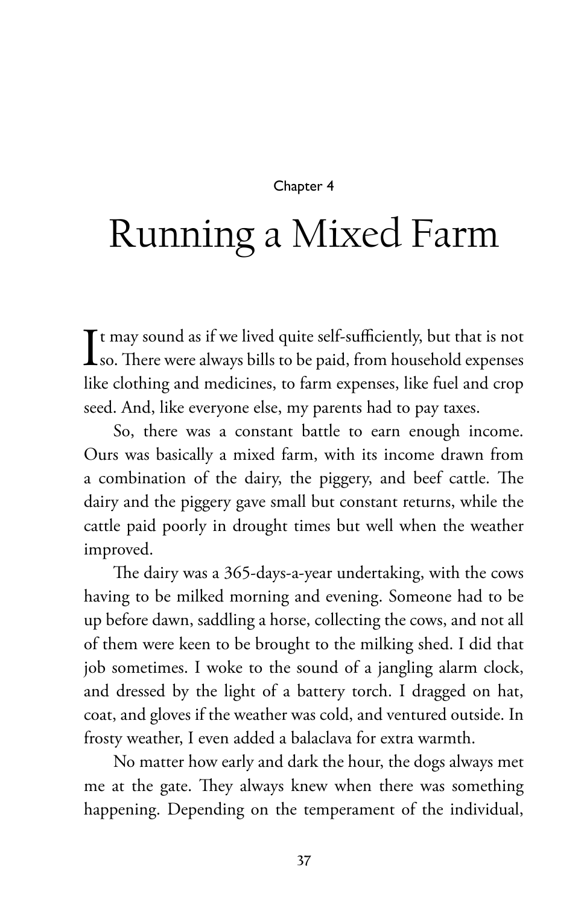Chapter 4

# Running a Mixed Farm

It may sound as if we lived quite self-sufficiently, but that is not so. There were always bills to be paid, from household expenses like clothing and medicines, to farm expenses, like fuel and crop seed. And, like everyone else, my parents had to pay taxes.

So, there was a constant battle to earn enough income. Ours was basically a mixed farm, with its income drawn from a combination of the dairy, the piggery, and beef cattle. The dairy and the piggery gave small but constant returns, while the cattle paid poorly in drought times but well when the weather improved.

The dairy was a 365-days-a-year undertaking, with the cows having to be milked morning and evening. Someone had to be up before dawn, saddling a horse, collecting the cows, and not all of them were keen to be brought to the milking shed. I did that job sometimes. I woke to the sound of a jangling alarm clock, and dressed by the light of a battery torch. I dragged on hat, coat, and gloves if the weather was cold, and ventured outside. In frosty weather, I even added a balaclava for extra warmth.

No matter how early and dark the hour, the dogs always met me at the gate. They always knew when there was something happening. Depending on the temperament of the individual,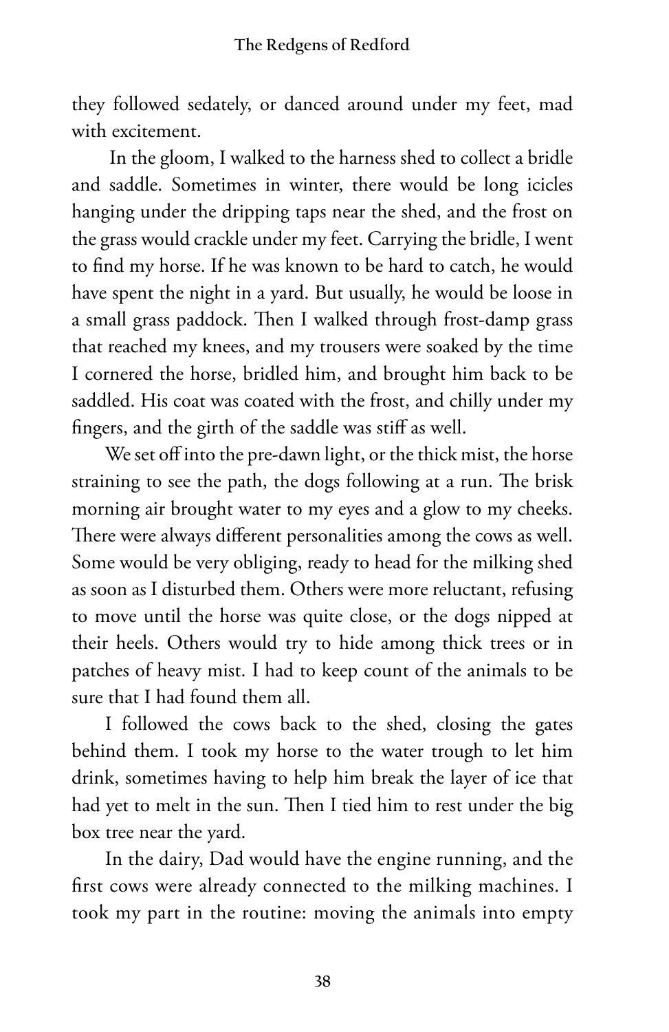they followed sedately, or danced around under my feet, mad with excitement.

In the gloom, I walked to the harness shed to collect a bridle and saddle. Sometimes in winter, there would be long icicles hanging under the dripping taps near the shed, and the frost on the grass would crackle under my feet. Carrying the bridle, I went to find my horse. If he was known to be hard to catch, he would have spent the night in a yard. But usually, he would be loose in a small grass paddock. Then I walked through frost-damp grass that reached my knees, and my trousers were soaked by the time I cornered the horse, bridled him, and brought him back to be saddled. His coat was coated with the frost, and chilly under my fingers, and the girth of the saddle was stiff as well.

We set off into the pre-dawn light, or the thick mist, the horse straining to see the path, the dogs following at a run. The brisk morning air brought water to my eyes and a glow to my cheeks. There were always different personalities among the cows as well. Some would be very obliging, ready to head for the milking shed as soon as I disturbed them. Others were more reluctant, refusing to move until the horse was quite close, or the dogs nipped at their heels. Others would try to hide among thick trees or in patches of heavy mist. I had to keep count of the animals to be sure that I had found them all.

I followed the cows back to the shed, closing the gates behind them. I took my horse to the water trough to let him drink, sometimes having to help him break the layer of ice that had yet to melt in the sun. Then I tied him to rest under the big box tree near the yard.

In the dairy, Dad would have the engine running, and the first cows were already connected to the milking machines. I took my part in the routine: moving the animals into empty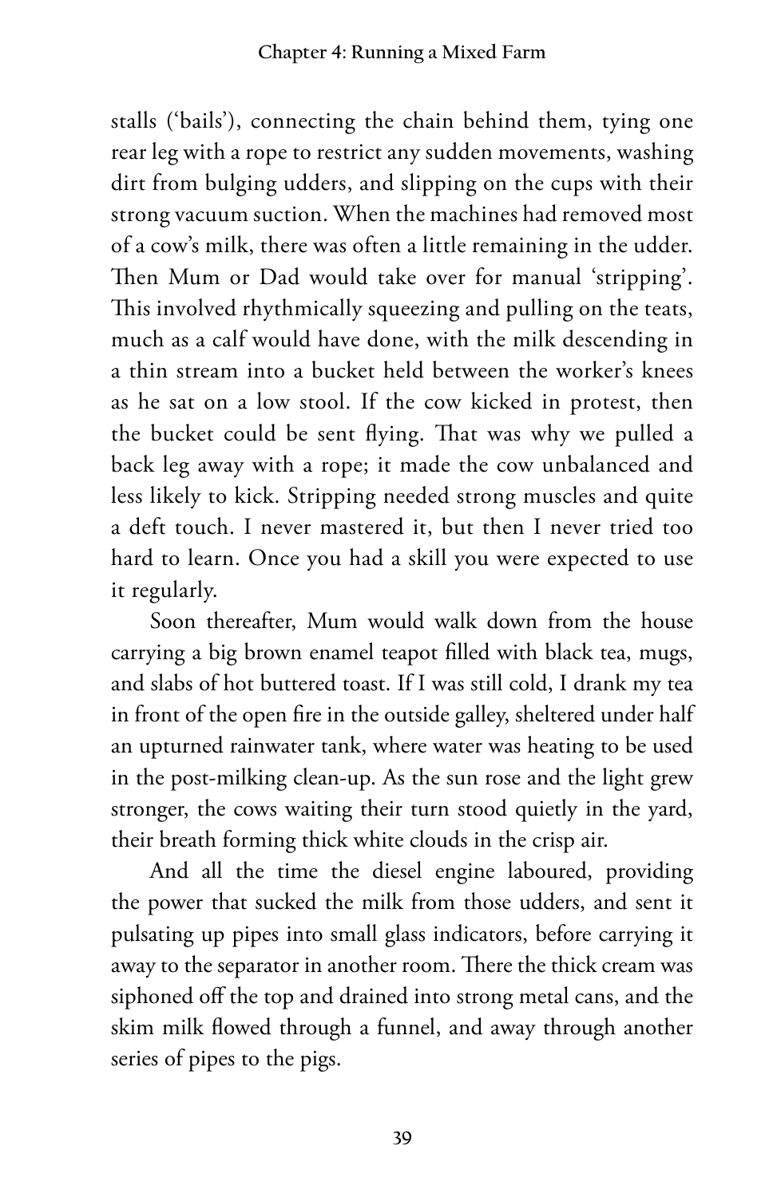stalls ('bails'), connecting the chain behind them, tying one rear leg with a rope to restrict any sudden movements, washing dirt from bulging udders, and slipping on the cups with their strong vacuum suction. When the machines had removed most of a cow's milk, there was often a little remaining in the udder. Then Mum or Dad would take over for manual 'stripping'. This involved rhythmically squeezing and pulling on the teats, much as a calf would have done, with the milk descending in a thin stream into a bucket held between the worker's knees as he sat on a low stool. If the cow kicked in protest, then the bucket could be sent flying. That was why we pulled a back leg away with a rope; it made the cow unbalanced and less likely to kick. Stripping needed strong muscles and quite a deft touch. I never mastered it, but then I never tried too hard to learn. Once you had a skill you were expected to use it regularly.

Soon thereafter, Mum would walk down from the house carrying a big brown enamel teapot filled with black tea, mugs, and slabs of hot buttered toast. If I was still cold, I drank my tea in front of the open fire in the outside galley, sheltered under half an upturned rainwater tank, where water was heating to be used in the post-milking clean-up. As the sun rose and the light grew stronger, the cows waiting their turn stood quietly in the yard, their breath forming thick white clouds in the crisp air.

And all the time the diesel engine laboured, providing the power that sucked the milk from those udders, and sent it pulsating up pipes into small glass indicators, before carrying it away to the separator in another room. There the thick cream was siphoned off the top and drained into strong metal cans, and the skim milk flowed through a funnel, and away through another series of pipes to the pigs.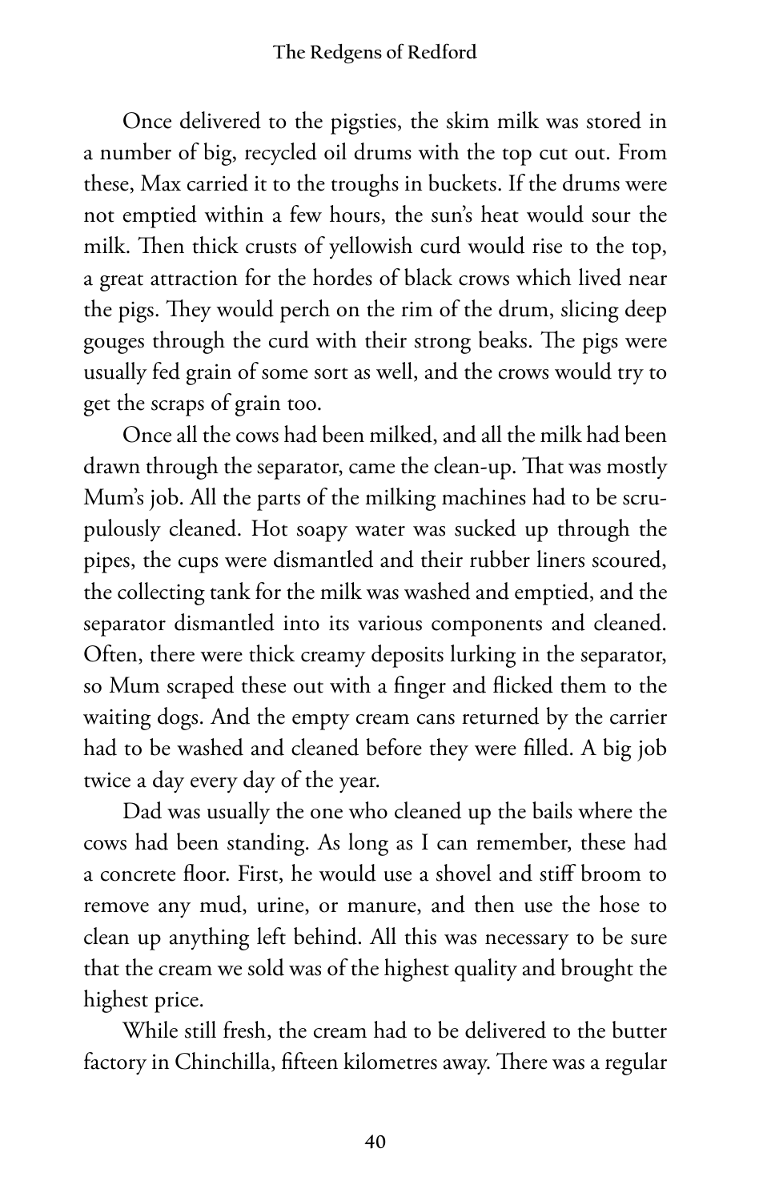Once delivered to the pigsties, the skim milk was stored in a number of big, recycled oil drums with the top cut out. From these, Max carried it to the troughs in buckets. If the drums were not emptied within a few hours, the sun's heat would sour the milk. Then thick crusts of yellowish curd would rise to the top, a great attraction for the hordes of black crows which lived near the pigs. They would perch on the rim of the drum, slicing deep gouges through the curd with their strong beaks. The pigs were usually fed grain of some sort as well, and the crows would try to get the scraps of grain too.

Once all the cows had been milked, and all the milk had been drawn through the separator, came the clean-up. That was mostly Mum's job. All the parts of the milking machines had to be scrupulously cleaned. Hot soapy water was sucked up through the pipes, the cups were dismantled and their rubber liners scoured, the collecting tank for the milk was washed and emptied, and the separator dismantled into its various components and cleaned. Often, there were thick creamy deposits lurking in the separator, so Mum scraped these out with a finger and flicked them to the waiting dogs. And the empty cream cans returned by the carrier had to be washed and cleaned before they were filled. A big job twice a day every day of the year.

Dad was usually the one who cleaned up the bails where the cows had been standing. As long as I can remember, these had a concrete floor. First, he would use a shovel and stiff broom to remove any mud, urine, or manure, and then use the hose to clean up anything left behind. All this was necessary to be sure that the cream we sold was of the highest quality and brought the highest price.

While still fresh, the cream had to be delivered to the butter factory in Chinchilla, fifteen kilometres away. There was a regular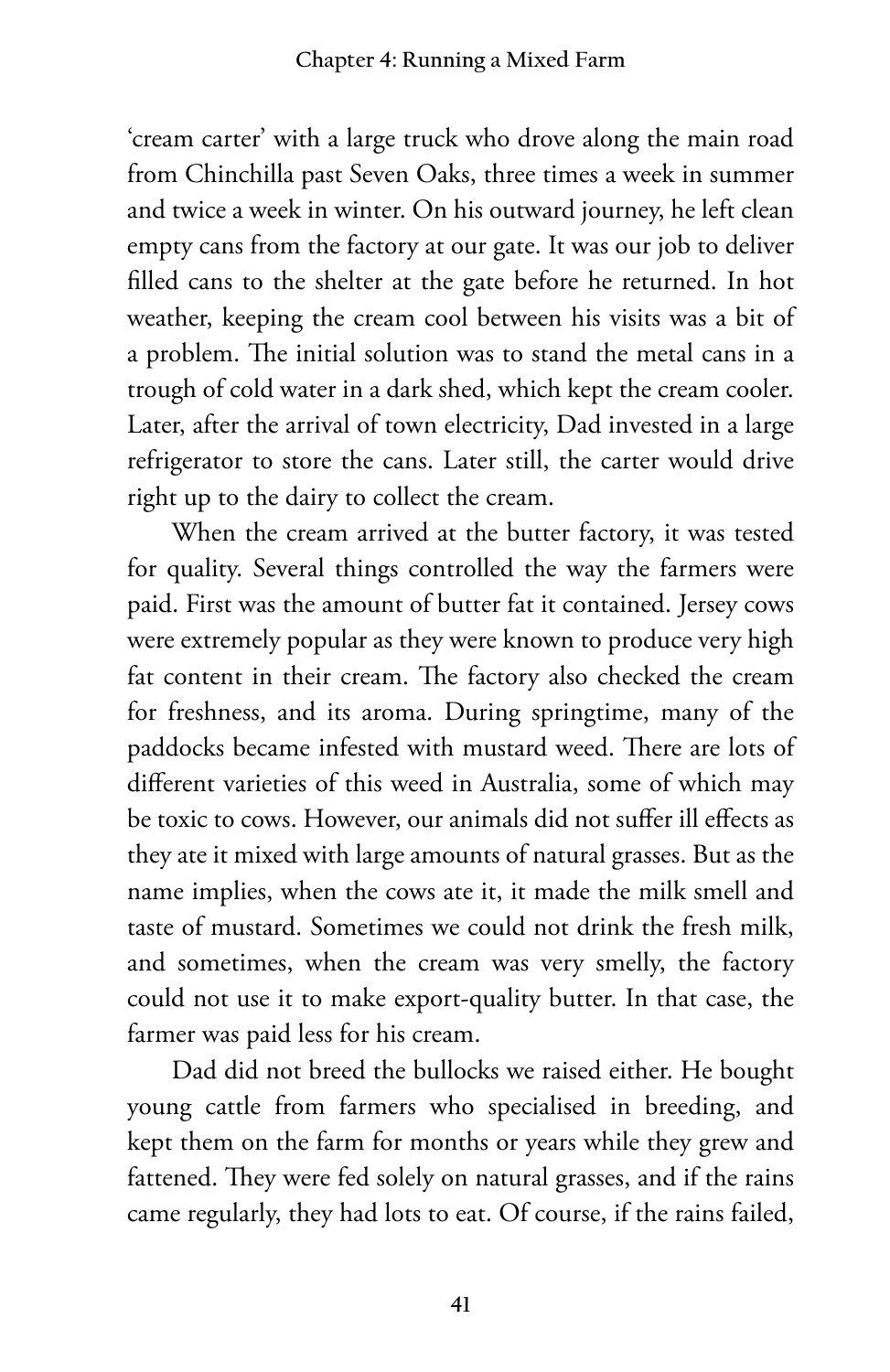'cream carter' with a large truck who drove along the main road from Chinchilla past Seven Oaks, three times a week in summer and twice a week in winter. On his outward journey, he left clean empty cans from the factory at our gate. It was our job to deliver filled cans to the shelter at the gate before he returned. In hot weather, keeping the cream cool between his visits was a bit of a problem. The initial solution was to stand the metal cans in a trough of cold water in a dark shed, which kept the cream cooler. Later, after the arrival of town electricity, Dad invested in a large refrigerator to store the cans. Later still, the carter would drive right up to the dairy to collect the cream.

When the cream arrived at the butter factory, it was tested for quality. Several things controlled the way the farmers were paid. First was the amount of butter fat it contained. Jersey cows were extremely popular as they were known to produce very high fat content in their cream. The factory also checked the cream for freshness, and its aroma. During springtime, many of the paddocks became infested with mustard weed. There are lots of different varieties of this weed in Australia, some of which may be toxic to cows. However, our animals did not suffer ill effects as they ate it mixed with large amounts of natural grasses. But as the name implies, when the cows ate it, it made the milk smell and taste of mustard. Sometimes we could not drink the fresh milk, and sometimes, when the cream was very smelly, the factory could not use it to make export-quality butter. In that case, the farmer was paid less for his cream.

Dad did not breed the bullocks we raised either. He bought young cattle from farmers who specialised in breeding, and kept them on the farm for months or years while they grew and fattened. They were fed solely on natural grasses, and if the rains came regularly, they had lots to eat. Of course, if the rains failed,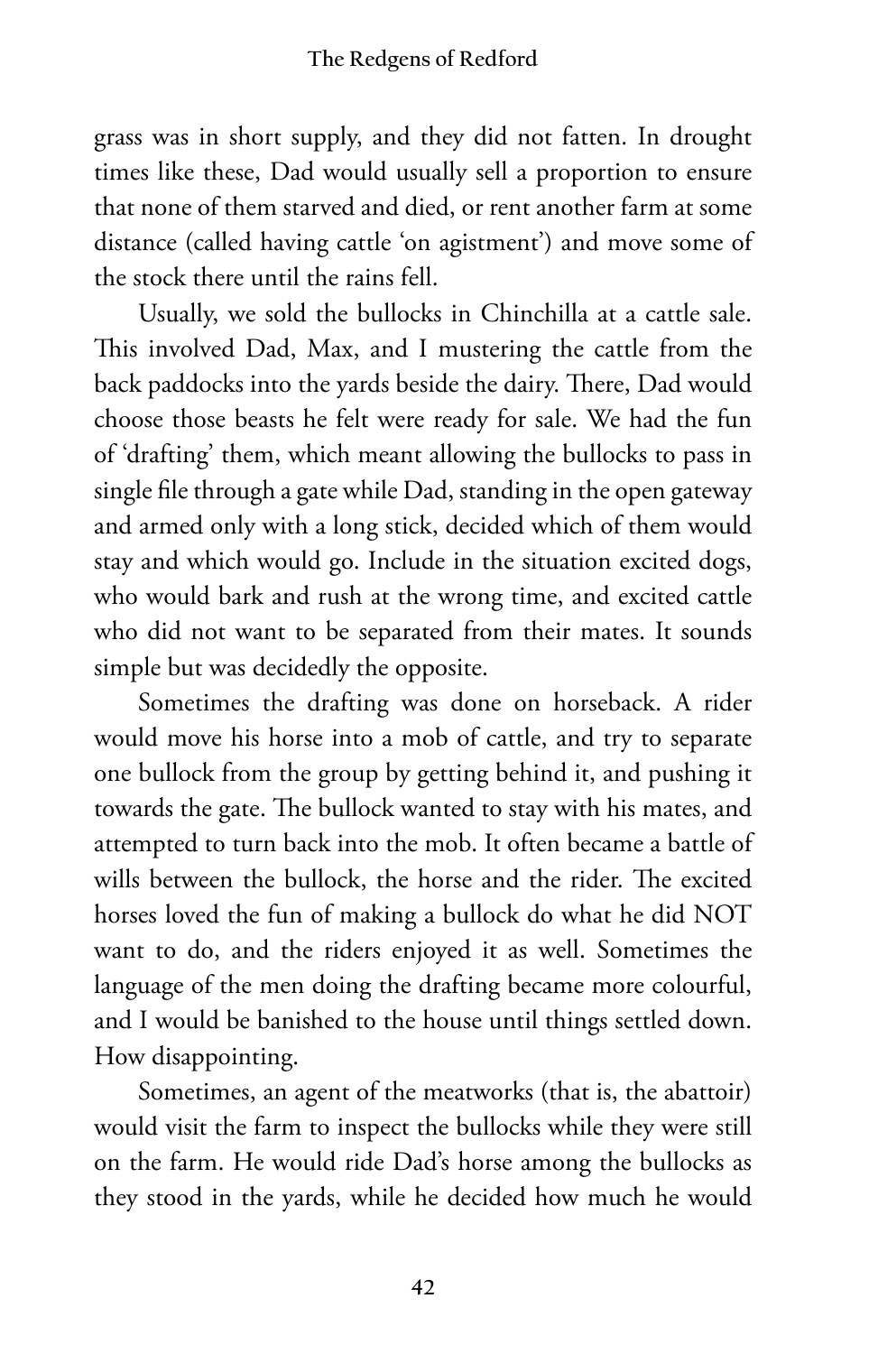grass was in short supply, and they did not fatten. In drought times like these, Dad would usually sell a proportion to ensure that none of them starved and died, or rent another farm at some distance (called having cattle 'on agistment') and move some of the stock there until the rains fell.

Usually, we sold the bullocks in Chinchilla at a cattle sale. This involved Dad, Max, and I mustering the cattle from the back paddocks into the yards beside the dairy. There, Dad would choose those beasts he felt were ready for sale. We had the fun of 'drafting' them, which meant allowing the bullocks to pass in single file through a gate while Dad, standing in the open gateway and armed only with a long stick, decided which of them would stay and which would go. Include in the situation excited dogs, who would bark and rush at the wrong time, and excited cattle who did not want to be separated from their mates. It sounds simple but was decidedly the opposite.

Sometimes the drafting was done on horseback. A rider would move his horse into a mob of cattle, and try to separate one bullock from the group by getting behind it, and pushing it towards the gate. The bullock wanted to stay with his mates, and attempted to turn back into the mob. It often became a battle of wills between the bullock, the horse and the rider. The excited horses loved the fun of making a bullock do what he did NOT want to do, and the riders enjoyed it as well. Sometimes the language of the men doing the drafting became more colourful, and I would be banished to the house until things settled down. How disappointing.

Sometimes, an agent of the meatworks (that is, the abattoir) would visit the farm to inspect the bullocks while they were still on the farm. He would ride Dad's horse among the bullocks as they stood in the yards, while he decided how much he would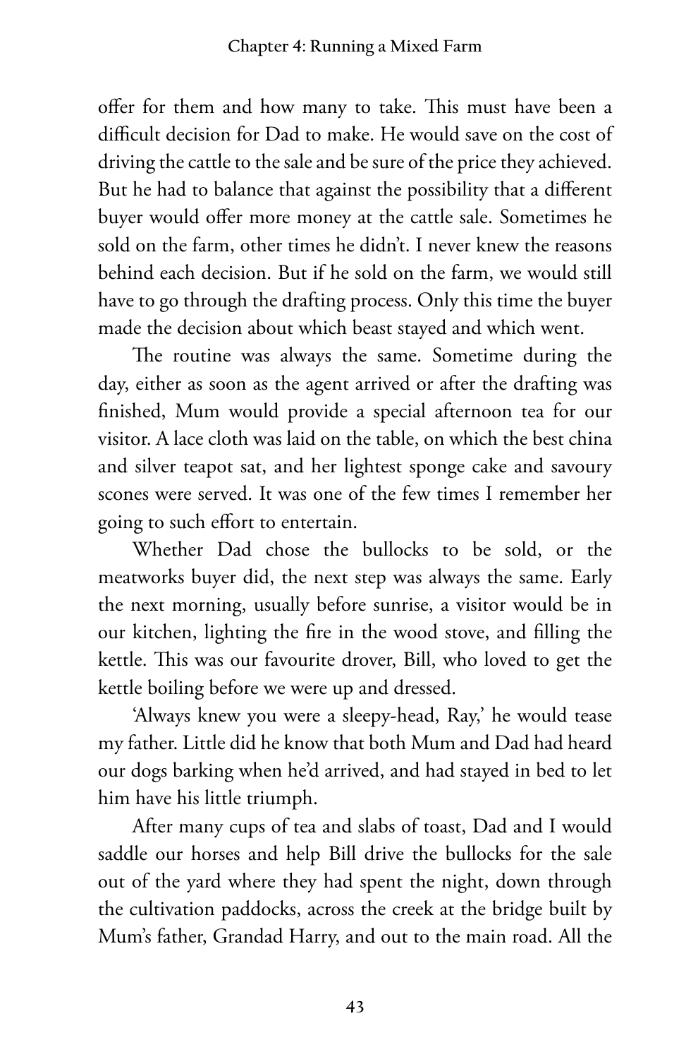offer for them and how many to take. This must have been a difficult decision for Dad to make. He would save on the cost of driving the cattle to the sale and be sure of the price they achieved. But he had to balance that against the possibility that a different buyer would offer more money at the cattle sale. Sometimes he sold on the farm, other times he didn't. I never knew the reasons behind each decision. But if he sold on the farm, we would still have to go through the drafting process. Only this time the buyer made the decision about which beast stayed and which went.

The routine was always the same. Sometime during the day, either as soon as the agent arrived or after the drafting was finished, Mum would provide a special afternoon tea for our visitor. A lace cloth was laid on the table, on which the best china and silver teapot sat, and her lightest sponge cake and savoury scones were served. It was one of the few times I remember her going to such effort to entertain.

Whether Dad chose the bullocks to be sold, or the meatworks buyer did, the next step was always the same. Early the next morning, usually before sunrise, a visitor would be in our kitchen, lighting the fire in the wood stove, and filling the kettle. This was our favourite drover, Bill, who loved to get the kettle boiling before we were up and dressed.

'Always knew you were a sleepy-head, Ray,' he would tease my father. Little did he know that both Mum and Dad had heard our dogs barking when he'd arrived, and had stayed in bed to let him have his little triumph.

After many cups of tea and slabs of toast, Dad and I would saddle our horses and help Bill drive the bullocks for the sale out of the yard where they had spent the night, down through the cultivation paddocks, across the creek at the bridge built by Mum's father, Grandad Harry, and out to the main road. All the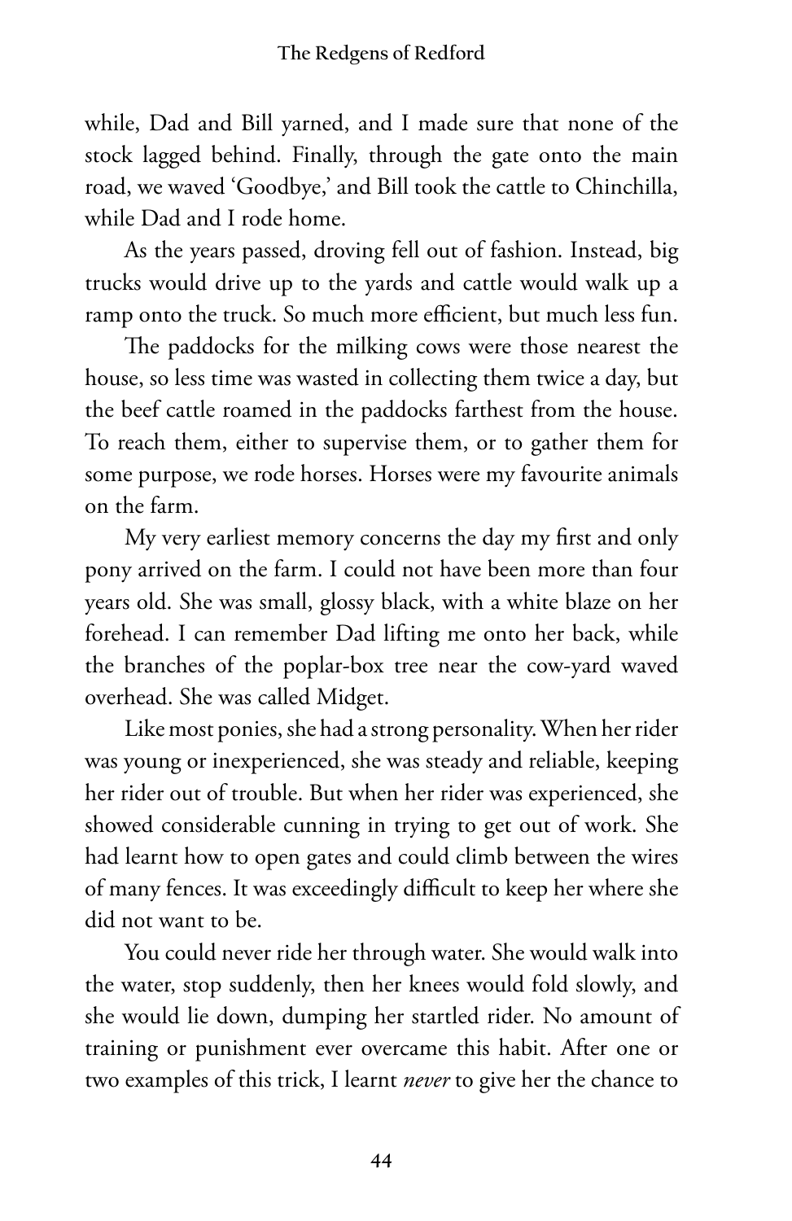while, Dad and Bill yarned, and I made sure that none of the stock lagged behind. Finally, through the gate onto the main road, we waved 'Goodbye,' and Bill took the cattle to Chinchilla, while Dad and I rode home.

As the years passed, droving fell out of fashion. Instead, big trucks would drive up to the yards and cattle would walk up a ramp onto the truck. So much more efficient, but much less fun.

The paddocks for the milking cows were those nearest the house, so less time was wasted in collecting them twice a day, but the beef cattle roamed in the paddocks farthest from the house. To reach them, either to supervise them, or to gather them for some purpose, we rode horses. Horses were my favourite animals on the farm.

My very earliest memory concerns the day my first and only pony arrived on the farm. I could not have been more than four years old. She was small, glossy black, with a white blaze on her forehead. I can remember Dad lifting me onto her back, while the branches of the poplar-box tree near the cow-yard waved overhead. She was called Midget.

Like most ponies, she had a strong personality. When her rider was young or inexperienced, she was steady and reliable, keeping her rider out of trouble. But when her rider was experienced, she showed considerable cunning in trying to get out of work. She had learnt how to open gates and could climb between the wires of many fences. It was exceedingly difficult to keep her where she did not want to be.

You could never ride her through water. She would walk into the water, stop suddenly, then her knees would fold slowly, and she would lie down, dumping her startled rider. No amount of training or punishment ever overcame this habit. After one or two examples of this trick, I learnt *never* to give her the chance to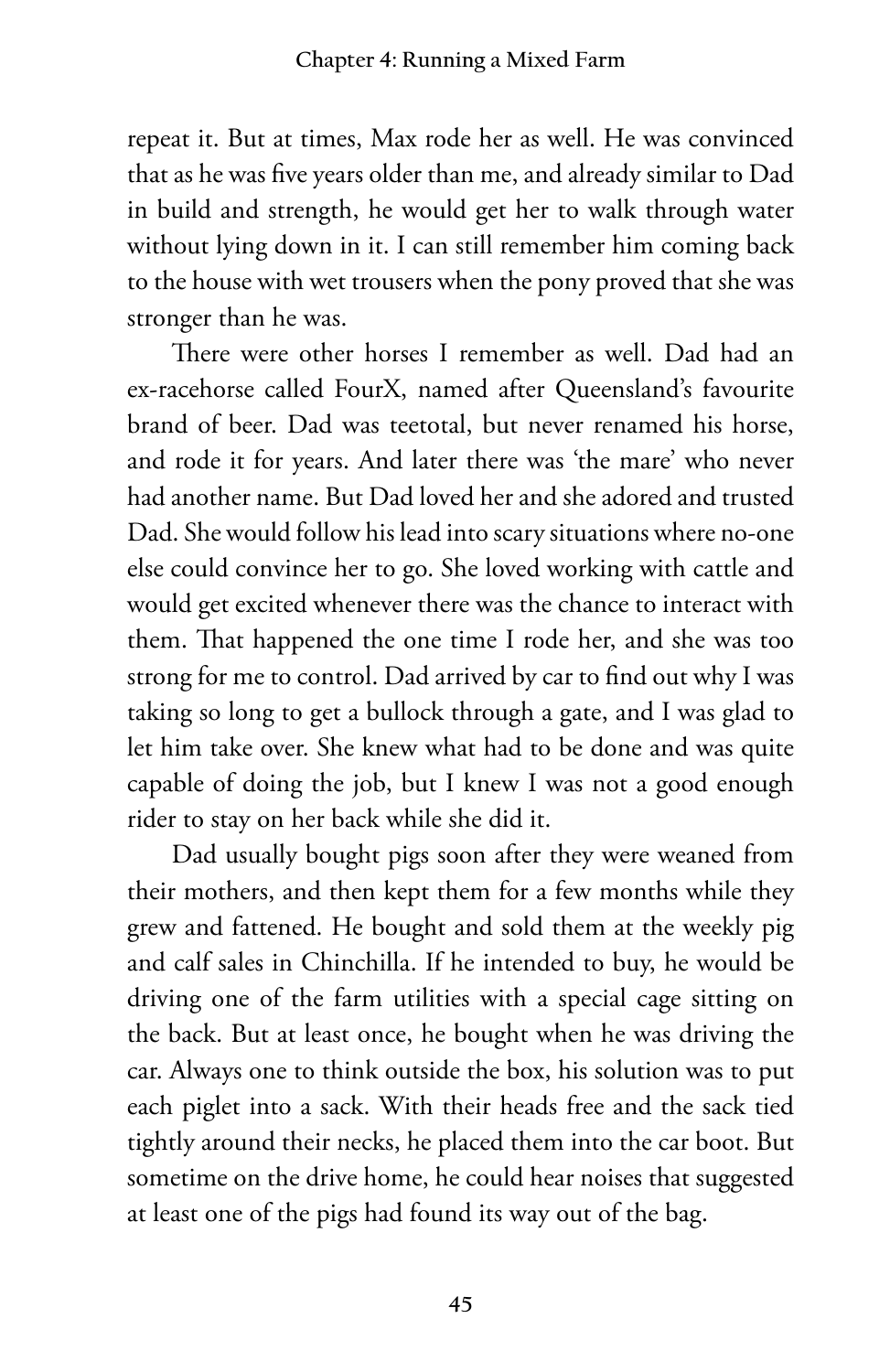repeat it. But at times, Max rode her as well. He was convinced that as he was five years older than me, and already similar to Dad in build and strength, he would get her to walk through water without lying down in it. I can still remember him coming back to the house with wet trousers when the pony proved that she was stronger than he was.

There were other horses I remember as well. Dad had an ex-racehorse called FourX, named after Queensland's favourite brand of beer. Dad was teetotal, but never renamed his horse, and rode it for years. And later there was 'the mare' who never had another name. But Dad loved her and she adored and trusted Dad. She would follow his lead into scary situations where no-one else could convince her to go. She loved working with cattle and would get excited whenever there was the chance to interact with them. That happened the one time I rode her, and she was too strong for me to control. Dad arrived by car to find out why I was taking so long to get a bullock through a gate, and I was glad to let him take over. She knew what had to be done and was quite capable of doing the job, but I knew I was not a good enough rider to stay on her back while she did it.

Dad usually bought pigs soon after they were weaned from their mothers, and then kept them for a few months while they grew and fattened. He bought and sold them at the weekly pig and calf sales in Chinchilla. If he intended to buy, he would be driving one of the farm utilities with a special cage sitting on the back. But at least once, he bought when he was driving the car. Always one to think outside the box, his solution was to put each piglet into a sack. With their heads free and the sack tied tightly around their necks, he placed them into the car boot. But sometime on the drive home, he could hear noises that suggested at least one of the pigs had found its way out of the bag.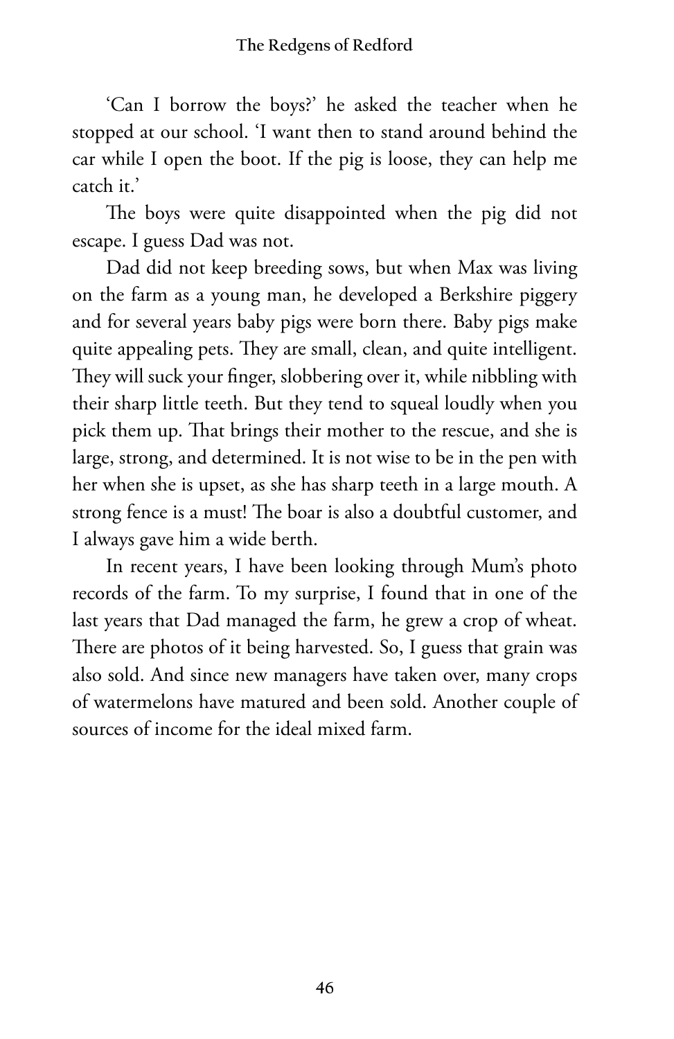'Can I borrow the boys?' he asked the teacher when he stopped at our school. 'I want then to stand around behind the car while I open the boot. If the pig is loose, they can help me catch it.'

The boys were quite disappointed when the pig did not escape. I guess Dad was not.

Dad did not keep breeding sows, but when Max was living on the farm as a young man, he developed a Berkshire piggery and for several years baby pigs were born there. Baby pigs make quite appealing pets. They are small, clean, and quite intelligent. They will suck your finger, slobbering over it, while nibbling with their sharp little teeth. But they tend to squeal loudly when you pick them up. That brings their mother to the rescue, and she is large, strong, and determined. It is not wise to be in the pen with her when she is upset, as she has sharp teeth in a large mouth. A strong fence is a must! The boar is also a doubtful customer, and I always gave him a wide berth.

In recent years, I have been looking through Mum's photo records of the farm. To my surprise, I found that in one of the last years that Dad managed the farm, he grew a crop of wheat. There are photos of it being harvested. So, I guess that grain was also sold. And since new managers have taken over, many crops of watermelons have matured and been sold. Another couple of sources of income for the ideal mixed farm.